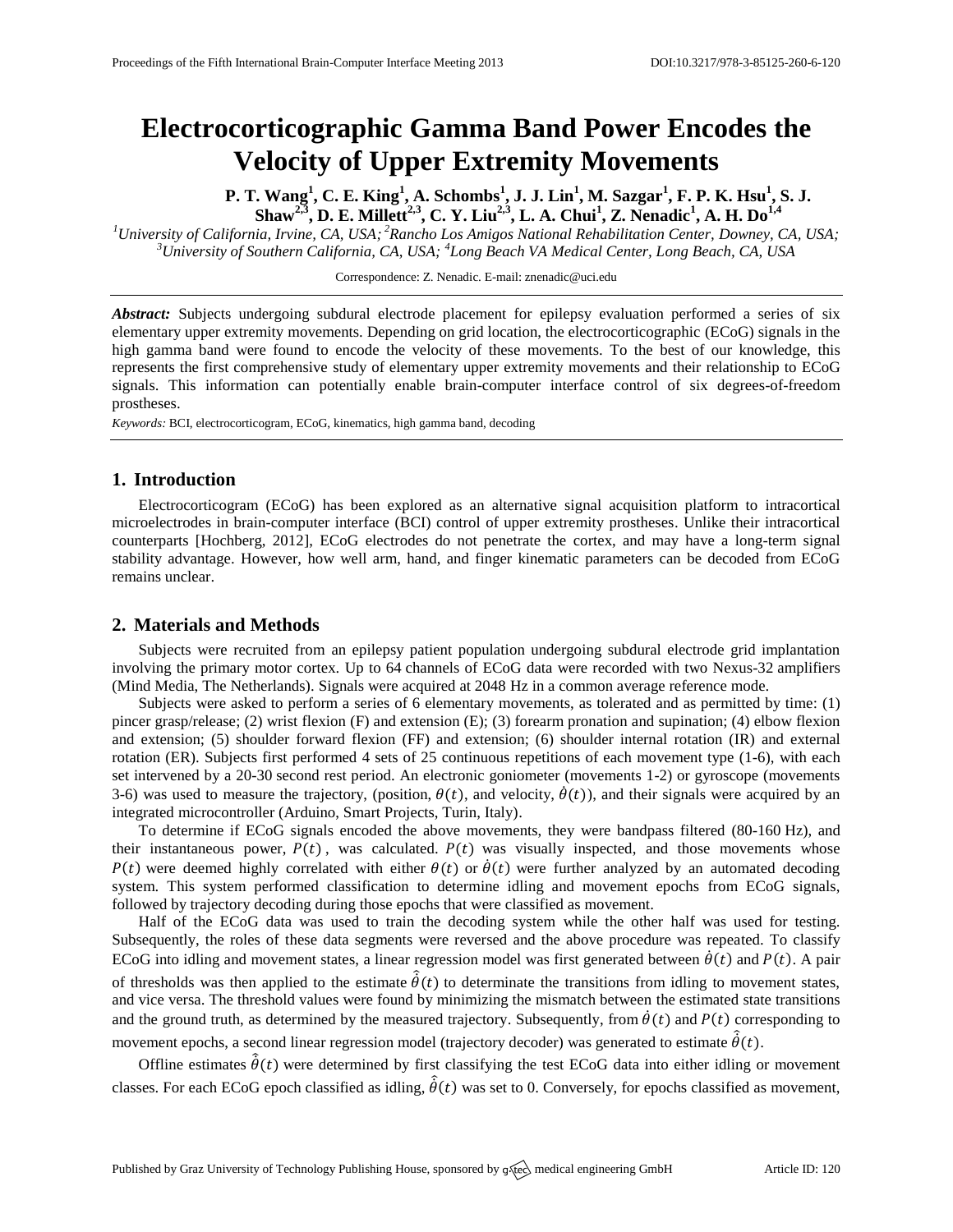# Electrocorticographic Gamma Band Power Encodes the Velocity of Upper Extremity Movements

**P. T. Wang[1], C. E. King[1], A. Schombs[1], J. J. Lin[1], M. Sazgar[1], F. P. K. Hsu[1], S. J. Shaw[2,3], D. E. Millett[2,3], C. Y. Liu[2,3], L. A. Chui[1], Z. Nenadic[1], A. H. Do[1,4]**

*[1]University of California, Irvine, CA, USA; [2]Rancho Los Amigos National Rehabilitation Center, Downey, CA, USA; [3]University of Southern California, CA, USA; [4]Long Beach VA Medical Center, Long Beach, CA, USA*

Correspondence: Z. Nenadic. E-mail: znenadic@uci.edu

***Abstract:*** Subjects undergoing subdural electrode placement for epilepsy evaluation performed a series of six elementary upper extremity movements. Depending on grid location, the electrocorticographic (ECoG) signals in the high gamma band were found to encode the velocity of these movements. To the best of our knowledge, this represents the first comprehensive study of elementary upper extremity movements and their relationship to ECoG signals. This information can potentially enable brain-computer interface control of six degrees-of-freedom prostheses.

*Keywords:* BCI, electrocorticogram, ECoG, kinematics, high gamma band, decoding

## 1. Introduction

Electrocorticogram (ECoG) has been explored as an alternative signal acquisition platform to intracortical microelectrodes in brain-computer interface (BCI) control of upper extremity prostheses. Unlike their intracortical counterparts [Hochberg, 2012], ECoG electrodes do not penetrate the cortex, and may have a long-term signal stability advantage. However, how well arm, hand, and finger kinematic parameters can be decoded from ECoG remains unclear.

## 2. Materials and Methods

Subjects were recruited from an epilepsy patient population undergoing subdural electrode grid implantation involving the primary motor cortex. Up to 64 channels of ECoG data were recorded with two Nexus-32 amplifiers (Mind Media, The Netherlands). Signals were acquired at 2048 Hz in a common average reference mode.

Subjects were asked to perform a series of 6 elementary movements, as tolerated and as permitted by time: (1) pincer grasp/release; (2) wrist flexion (F) and extension (E); (3) forearm pronation and supination; (4) elbow flexion and extension; (5) shoulder forward flexion (FF) and extension; (6) shoulder internal rotation (IR) and external rotation (ER). Subjects first performed 4 sets of 25 continuous repetitions of each movement type (1-6), with each set intervened by a 20-30 second rest period. An electronic goniometer (movements 1-2) or gyroscope (movements 3-6) was used to measure the trajectory, (position, $\theta(t)$, and velocity, $\dot{\theta}(t)$), and their signals were acquired by an integrated microcontroller (Arduino, Smart Projects, Turin, Italy).

To determine if ECoG signals encoded the above movements, they were bandpass filtered (80-160 Hz), and their instantaneous power, $P(t)$, was calculated. $P(t)$ was visually inspected, and those movements whose $P(t)$ were deemed highly correlated with either $\theta(t)$ or $\dot{\theta}(t)$ were further analyzed by an automated decoding system. This system performed classification to determine idling and movement epochs from ECoG signals, followed by trajectory decoding during those epochs that were classified as movement.

Half of the ECoG data was used to train the decoding system while the other half was used for testing. Subsequently, the roles of these data segments were reversed and the above procedure was repeated. To classify ECoG into idling and movement states, a linear regression model was first generated between $\dot{\theta}(t)$ and $P(t)$. A pair of thresholds was then applied to the estimate $\hat{\dot{\theta}}(t)$ to determinate the transitions from idling to movement states, and vice versa. The threshold values were found by minimizing the mismatch between the estimated state transitions and the ground truth, as determined by the measured trajectory. Subsequently, from $\dot{\theta}(t)$ and $P(t)$ corresponding to movement epochs, a second linear regression model (trajectory decoder) was generated to estimate $\hat{\dot{\theta}}(t)$.

Offline estimates $\hat{\dot{\theta}}(t)$ were determined by first classifying the test ECoG data into either idling or movement classes. For each ECoG epoch classified as idling, $\hat{\dot{\theta}}(t)$ was set to 0. Conversely, for epochs classified as movement,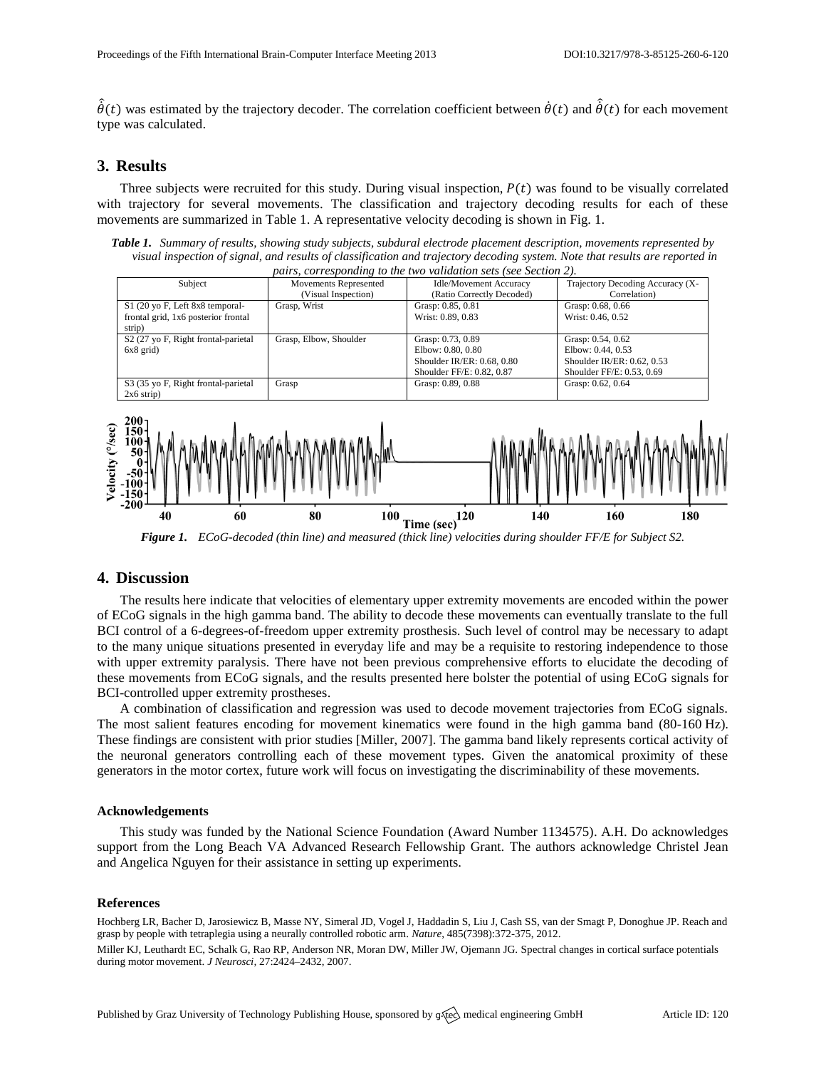$\hat{\dot{\theta}}(t)$ was estimated by the trajectory decoder. The correlation coefficient between $\dot{\theta}(t)$ and $\hat{\dot{\theta}}(t)$ for each movement type was calculated.

## 3. Results

Three subjects were recruited for this study. During visual inspection, $P(t)$ was found to be visually correlated with trajectory for several movements. The classification and trajectory decoding results for each of these movements are summarized in Table 1. A representative velocity decoding is shown in Fig. 1.

***Table 1.*** *Summary of results, showing study subjects, subdural electrode placement description, movements represented by visual inspection of signal, and results of classification and trajectory decoding system. Note that results are reported in pairs, corresponding to the two validation sets (see Section 2).*

| Subject | Movements Represented (Visual Inspection) | Idle/Movement Accuracy (Ratio Correctly Decoded) | Trajectory Decoding Accuracy (X-Correlation) |
|---|---|---|---|
| S1 (20 yo F, Left 8x8 temporal-frontal grid, 1x6 posterior frontal strip) | Grasp, Wrist | Grasp: 0.85, 0.81<br>Wrist: 0.89, 0.83 | Grasp: 0.68, 0.66<br>Wrist: 0.46, 0.52 |
| S2 (27 yo F, Right frontal-parietal 6x8 grid) | Grasp, Elbow, Shoulder | Grasp: 0.73, 0.89<br>Elbow: 0.80, 0.80<br>Shoulder IR/ER: 0.68, 0.80<br>Shoulder FF/E: 0.82, 0.87 | Grasp: 0.54, 0.62<br>Elbow: 0.44, 0.53<br>Shoulder IR/ER: 0.62, 0.53<br>Shoulder FF/E: 0.53, 0.69 |
| S3 (35 yo F, Right frontal-parietal 2x6 strip) | Grasp | Grasp: 0.89, 0.88 | Grasp: 0.62, 0.64 |

Velocity (°/sec)
200
150
100
50
0
-50
-100
-150
-200
40 60 80 100 120 140 160 180
Time (sec)

***Figure 1.*** *ECoG-decoded (thin line) and measured (thick line) velocities during shoulder FF/E for Subject S2.*

## 4. Discussion

The results here indicate that velocities of elementary upper extremity movements are encoded within the power of ECoG signals in the high gamma band. The ability to decode these movements can eventually translate to the full BCI control of a 6-degrees-of-freedom upper extremity prosthesis. Such level of control may be necessary to adapt to the many unique situations presented in everyday life and may be a requisite to restoring independence to those with upper extremity paralysis. There have not been previous comprehensive efforts to elucidate the decoding of these movements from ECoG signals, and the results presented here bolster the potential of using ECoG signals for BCI-controlled upper extremity prostheses.

A combination of classification and regression was used to decode movement trajectories from ECoG signals. The most salient features encoding for movement kinematics were found in the high gamma band (80-160 Hz). These findings are consistent with prior studies [Miller, 2007]. The gamma band likely represents cortical activity of the neuronal generators controlling each of these movement types. Given the anatomical proximity of these generators in the motor cortex, future work will focus on investigating the discriminability of these movements.

#### Acknowledgements

This study was funded by the National Science Foundation (Award Number 1134575). A.H. Do acknowledges support from the Long Beach VA Advanced Research Fellowship Grant. The authors acknowledge Christel Jean and Angelica Nguyen for their assistance in setting up experiments.

#### References

Hochberg LR, Bacher D, Jarosiewicz B, Masse NY, Simeral JD, Vogel J, Haddadin S, Liu J, Cash SS, van der Smagt P, Donoghue JP. Reach and grasp by people with tetraplegia using a neurally controlled robotic arm. *Nature*, 485(7398):372-375, 2012.

Miller KJ, Leuthardt EC, Schalk G, Rao RP, Anderson NR, Moran DW, Miller JW, Ojemann JG. Spectral changes in cortical surface potentials during motor movement. *J Neurosci*, 27:2424–2432, 2007.